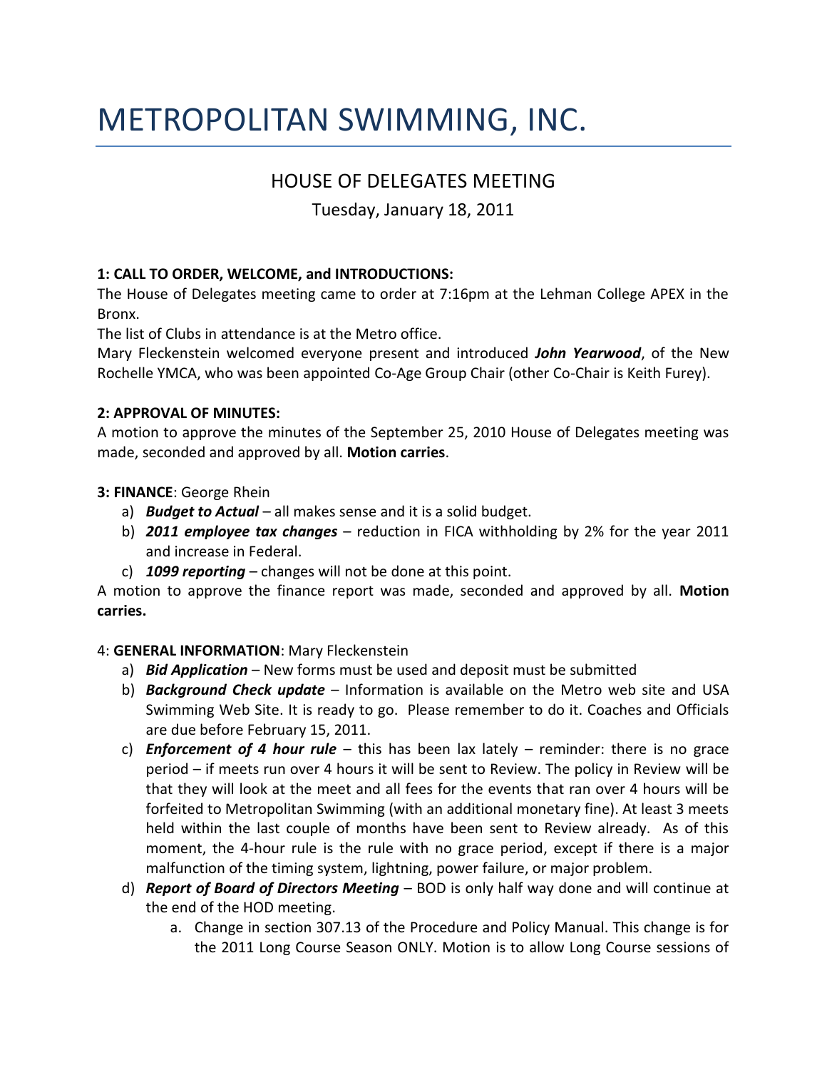# METROPOLITAN SWIMMING, INC.

## HOUSE OF DELEGATES MEETING

Tuesday, January 18, 2011

**1: CALL TO ORDER, WELCOME, and INTRODUCTIONS:**

The House of Delegates meeting came to order at 7:16pm at the Lehman College APEX in the Bronx.

The list of Clubs in attendance is at the Metro office.

Mary Fleckenstein welcomed everyone present and introduced ***John Yearwood***, of the New Rochelle YMCA, who was been appointed Co-Age Group Chair (other Co-Chair is Keith Furey).

**2: APPROVAL OF MINUTES:**

A motion to approve the minutes of the September 25, 2010 House of Delegates meeting was made, seconded and approved by all. **Motion carries**.

**3: FINANCE**: George Rhein

a) ***Budget to Actual*** – all makes sense and it is a solid budget.
b) ***2011 employee tax changes*** – reduction in FICA withholding by 2% for the year 2011 and increase in Federal.
c) ***1099 reporting*** – changes will not be done at this point.

A motion to approve the finance report was made, seconded and approved by all. **Motion carries.**

4: **GENERAL INFORMATION**: Mary Fleckenstein

a) ***Bid Application*** – New forms must be used and deposit must be submitted
b) ***Background Check update*** – Information is available on the Metro web site and USA Swimming Web Site. It is ready to go. Please remember to do it. Coaches and Officials are due before February 15, 2011.
c) ***Enforcement of 4 hour rule*** – this has been lax lately – reminder: there is no grace period – if meets run over 4 hours it will be sent to Review. The policy in Review will be that they will look at the meet and all fees for the events that ran over 4 hours will be forfeited to Metropolitan Swimming (with an additional monetary fine). At least 3 meets held within the last couple of months have been sent to Review already. As of this moment, the 4-hour rule is the rule with no grace period, except if there is a major malfunction of the timing system, lightning, power failure, or major problem.
d) ***Report of Board of Directors Meeting*** – BOD is only half way done and will continue at the end of the HOD meeting.
    a. Change in section 307.13 of the Procedure and Policy Manual. This change is for the 2011 Long Course Season ONLY. Motion is to allow Long Course sessions of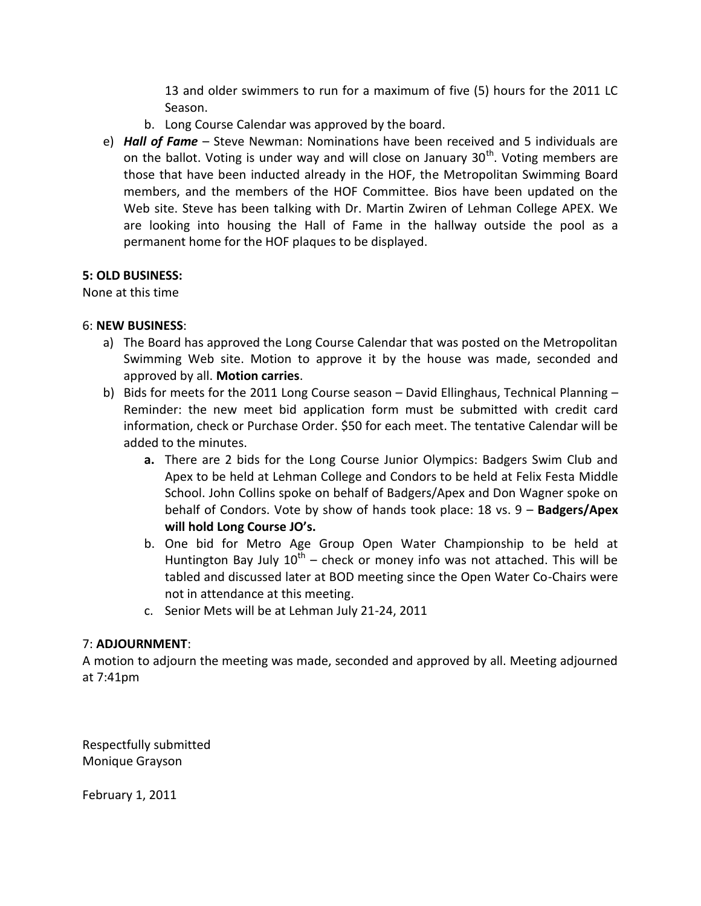13 and older swimmers to run for a maximum of five (5) hours for the 2011 LC Season.

b. Long Course Calendar was approved by the board.

e) ***Hall of Fame*** – Steve Newman: Nominations have been received and 5 individuals are on the ballot. Voting is under way and will close on January 30th. Voting members are those that have been inducted already in the HOF, the Metropolitan Swimming Board members, and the members of the HOF Committee. Bios have been updated on the Web site. Steve has been talking with Dr. Martin Zwiren of Lehman College APEX. We are looking into housing the Hall of Fame in the hallway outside the pool as a permanent home for the HOF plaques to be displayed.

**5: OLD BUSINESS:**

None at this time

6: **NEW BUSINESS**:

a) The Board has approved the Long Course Calendar that was posted on the Metropolitan Swimming Web site. Motion to approve it by the house was made, seconded and approved by all. **Motion carries**.

b) Bids for meets for the 2011 Long Course season – David Ellinghaus, Technical Planning – Reminder: the new meet bid application form must be submitted with credit card information, check or Purchase Order. $50 for each meet. The tentative Calendar will be added to the minutes.

   **a.** There are 2 bids for the Long Course Junior Olympics: Badgers Swim Club and Apex to be held at Lehman College and Condors to be held at Felix Festa Middle School. John Collins spoke on behalf of Badgers/Apex and Don Wagner spoke on behalf of Condors. Vote by show of hands took place: 18 vs. 9 – **Badgers/Apex will hold Long Course JO's.**

   b. One bid for Metro Age Group Open Water Championship to be held at Huntington Bay July 10th – check or money info was not attached. This will be tabled and discussed later at BOD meeting since the Open Water Co-Chairs were not in attendance at this meeting.

   c. Senior Mets will be at Lehman July 21-24, 2011

7: **ADJOURNMENT**:

A motion to adjourn the meeting was made, seconded and approved by all. Meeting adjourned at 7:41pm

Respectfully submitted
Monique Grayson

February 1, 2011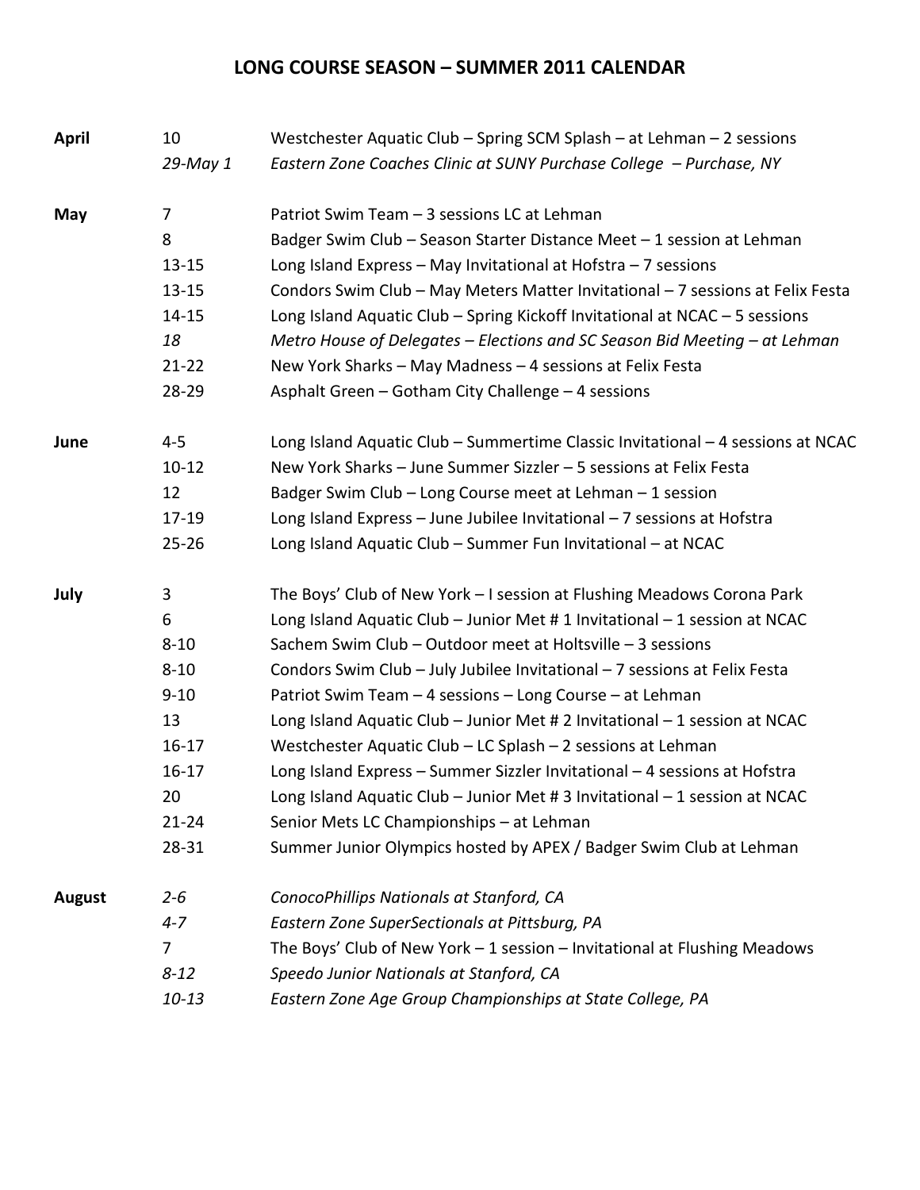# LONG COURSE SEASON – SUMMER 2011 CALENDAR

| | | |
|---|---|---|
| **April** | 10 | Westchester Aquatic Club – Spring SCM Splash – at Lehman – 2 sessions |
| | *29-May 1* | *Eastern Zone Coaches Clinic at SUNY Purchase College – Purchase, NY* |
| **May** | 7 | Patriot Swim Team – 3 sessions LC at Lehman |
| | 8 | Badger Swim Club – Season Starter Distance Meet – 1 session at Lehman |
| | 13-15 | Long Island Express – May Invitational at Hofstra – 7 sessions |
| | 13-15 | Condors Swim Club – May Meters Matter Invitational – 7 sessions at Felix Festa |
| | 14-15 | Long Island Aquatic Club – Spring Kickoff Invitational at NCAC – 5 sessions |
| | *18* | *Metro House of Delegates – Elections and SC Season Bid Meeting – at Lehman* |
| | 21-22 | New York Sharks – May Madness – 4 sessions at Felix Festa |
| | 28-29 | Asphalt Green – Gotham City Challenge – 4 sessions |
| **June** | 4-5 | Long Island Aquatic Club – Summertime Classic Invitational – 4 sessions at NCAC |
| | 10-12 | New York Sharks – June Summer Sizzler – 5 sessions at Felix Festa |
| | 12 | Badger Swim Club – Long Course meet at Lehman – 1 session |
| | 17-19 | Long Island Express – June Jubilee Invitational – 7 sessions at Hofstra |
| | 25-26 | Long Island Aquatic Club – Summer Fun Invitational – at NCAC |
| **July** | 3 | The Boys' Club of New York – I session at Flushing Meadows Corona Park |
| | 6 | Long Island Aquatic Club – Junior Met # 1 Invitational – 1 session at NCAC |
| | 8-10 | Sachem Swim Club – Outdoor meet at Holtsville – 3 sessions |
| | 8-10 | Condors Swim Club – July Jubilee Invitational – 7 sessions at Felix Festa |
| | 9-10 | Patriot Swim Team – 4 sessions – Long Course – at Lehman |
| | 13 | Long Island Aquatic Club – Junior Met # 2 Invitational – 1 session at NCAC |
| | 16-17 | Westchester Aquatic Club – LC Splash – 2 sessions at Lehman |
| | 16-17 | Long Island Express – Summer Sizzler Invitational – 4 sessions at Hofstra |
| | 20 | Long Island Aquatic Club – Junior Met # 3 Invitational – 1 session at NCAC |
| | 21-24 | Senior Mets LC Championships – at Lehman |
| | 28-31 | Summer Junior Olympics hosted by APEX / Badger Swim Club at Lehman |
| **August** | *2-6* | *ConocoPhillips Nationals at Stanford, CA* |
| | *4-7* | *Eastern Zone SuperSectionals at Pittsburg, PA* |
| | 7 | The Boys' Club of New York – 1 session – Invitational at Flushing Meadows |
| | *8-12* | *Speedo Junior Nationals at Stanford, CA* |
| | *10-13* | *Eastern Zone Age Group Championships at State College, PA* |